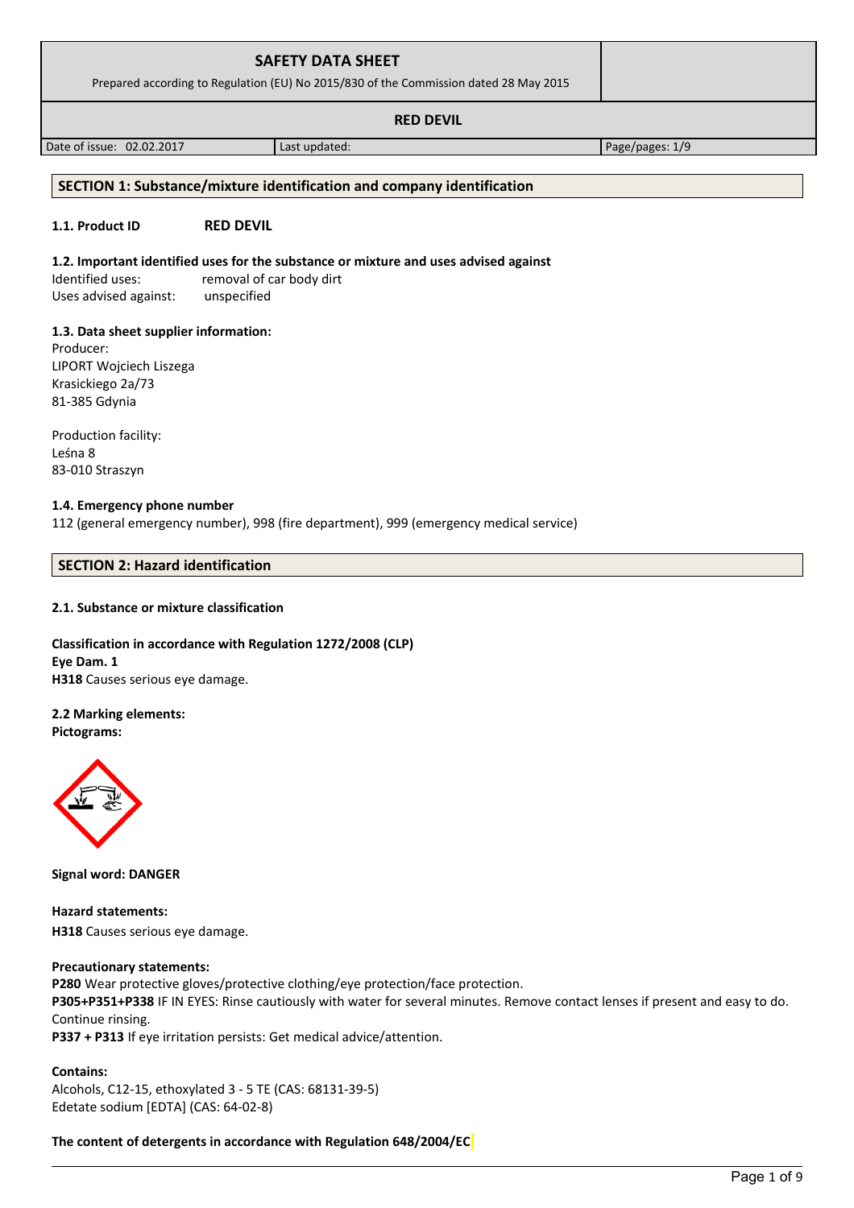| SAFETY DATA SHEET<br>Prepared according to Regulation (EU) No 2015/830 of the Commission dated 28 May 2015 | | |
|---|---|---|
| **RED DEVIL** | | |
| Date of issue: 02.02.2017 | Last updated: | Page/pages: 1/9 |

## SECTION 1: Substance/mixture identification and company identification

**1.1. Product ID** **RED DEVIL**

**1.2. Important identified uses for the substance or mixture and uses advised against**

Identified uses: removal of car body dirt
Uses advised against: unspecified

**1.3. Data sheet supplier information:**

Producer:
LIPORT Wojciech Liszega
Krasickiego 2a/73
81-385 Gdynia

Production facility:
Leśna 8
83-010 Straszyn

**1.4. Emergency phone number**

112 (general emergency number), 998 (fire department), 999 (emergency medical service)

## SECTION 2: Hazard identification

**2.1. Substance or mixture classification**

**Classification in accordance with Regulation 1272/2008 (CLP)**
**Eye Dam. 1**
**H318** Causes serious eye damage.

**2.2 Marking elements:**
**Pictograms:**

**Signal word: DANGER**

**Hazard statements:**
**H318** Causes serious eye damage.

**Precautionary statements:**
**P280** Wear protective gloves/protective clothing/eye protection/face protection.
**P305+P351+P338** IF IN EYES: Rinse cautiously with water for several minutes. Remove contact lenses if present and easy to do. Continue rinsing.
**P337 + P313** If eye irritation persists: Get medical advice/attention.

**Contains:**
Alcohols, C12-15, ethoxylated 3 - 5 TE (CAS: 68131-39-5)
Edetate sodium [EDTA] (CAS: 64-02-8)

**The content of detergents in accordance with Regulation 648/2004/EC**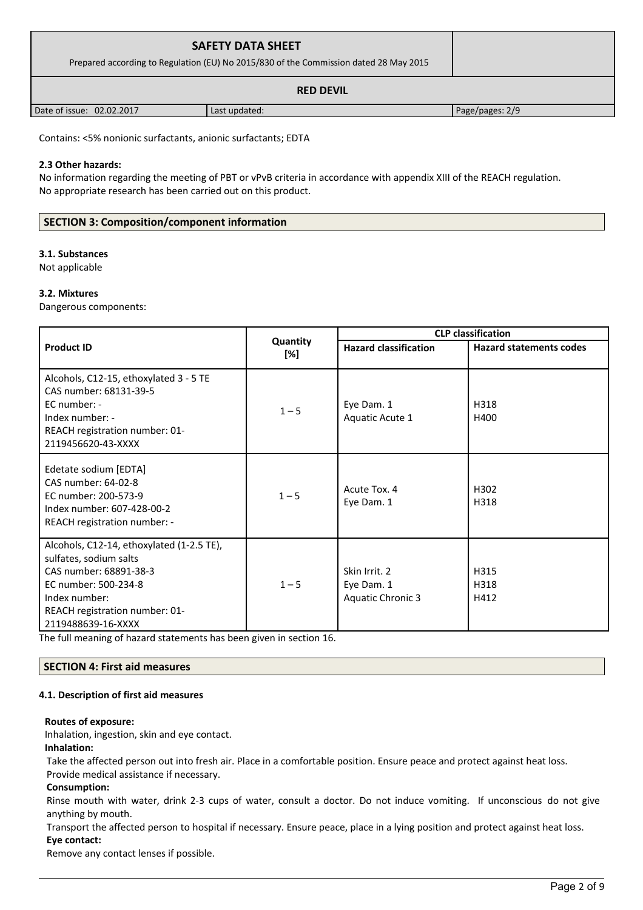Contains: <5% nonionic surfactants, anionic surfactants; EDTA

**2.3 Other hazards:**
No information regarding the meeting of PBT or vPvB criteria in accordance with appendix XIII of the REACH regulation.
No appropriate research has been carried out on this product.

## SECTION 3: Composition/component information

**3.1. Substances**
Not applicable

**3.2. Mixtures**
Dangerous components:

| Product ID | Quantity [%] | CLP classification | |
|---|---|---|---|
| | | Hazard classification | Hazard statements codes |
| Alcohols, C12-15, ethoxylated 3 - 5 TE<br>CAS number: 68131-39-5<br>EC number: -<br>Index number: -<br>REACH registration number: 01-2119456620-43-XXXX | 1 – 5 | Eye Dam. 1<br>Aquatic Acute 1 | H318<br>H400 |
| Edetate sodium [EDTA]<br>CAS number: 64-02-8<br>EC number: 200-573-9<br>Index number: 607-428-00-2<br>REACH registration number: - | 1 – 5 | Acute Tox. 4<br>Eye Dam. 1 | H302<br>H318 |
| Alcohols, C12-14, ethoxylated (1-2.5 TE), sulfates, sodium salts<br>CAS number: 68891-38-3<br>EC number: 500-234-8<br>Index number:<br>REACH registration number: 01-2119488639-16-XXXX | 1 – 5 | Skin Irrit. 2<br>Eye Dam. 1<br>Aquatic Chronic 3 | H315<br>H318<br>H412 |

The full meaning of hazard statements has been given in section 16.

## SECTION 4: First aid measures

**4.1. Description of first aid measures**

**Routes of exposure:**
Inhalation, ingestion, skin and eye contact.

**Inhalation:**
Take the affected person out into fresh air. Place in a comfortable position. Ensure peace and protect against heat loss. Provide medical assistance if necessary.

**Consumption:**
Rinse mouth with water, drink 2-3 cups of water, consult a doctor. Do not induce vomiting. If unconscious do not give anything by mouth.
Transport the affected person to hospital if necessary. Ensure peace, place in a lying position and protect against heat loss.

**Eye contact:**
Remove any contact lenses if possible.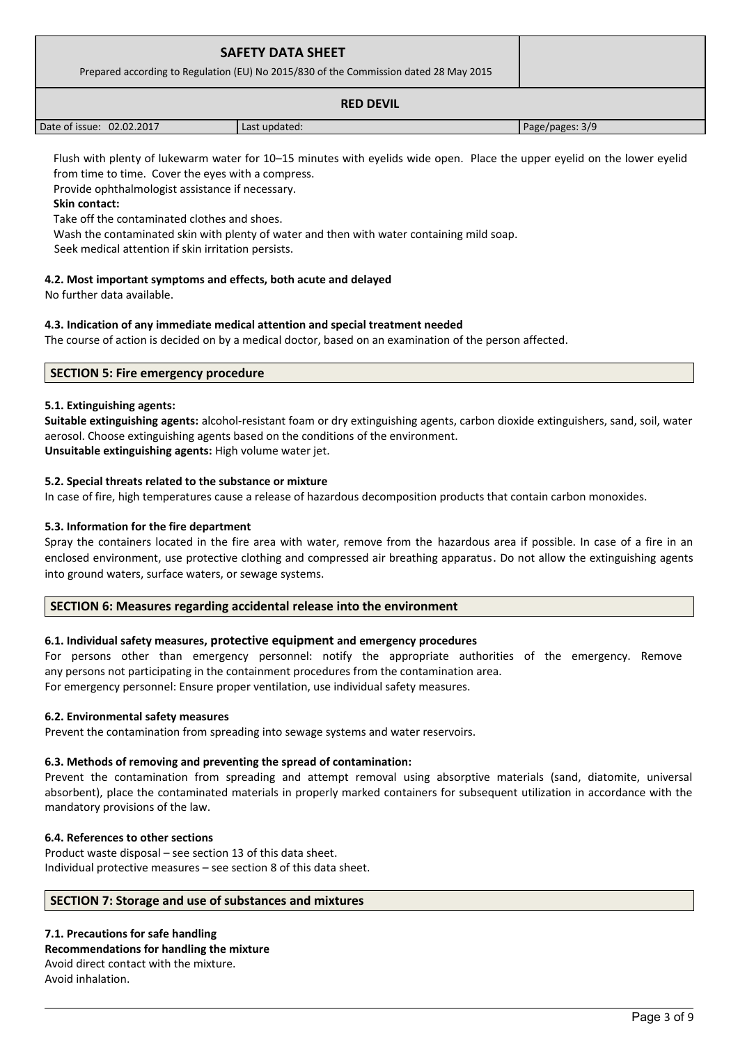Flush with plenty of lukewarm water for 10–15 minutes with eyelids wide open. Place the upper eyelid on the lower eyelid from time to time. Cover the eyes with a compress.

Provide ophthalmologist assistance if necessary.

**Skin contact:**

Take off the contaminated clothes and shoes.

Wash the contaminated skin with plenty of water and then with water containing mild soap.

Seek medical attention if skin irritation persists.

### 4.2. Most important symptoms and effects, both acute and delayed

No further data available.

### 4.3. Indication of any immediate medical attention and special treatment needed

The course of action is decided on by a medical doctor, based on an examination of the person affected.

## SECTION 5: Fire emergency procedure

### 5.1. Extinguishing agents:

**Suitable extinguishing agents:** alcohol-resistant foam or dry extinguishing agents, carbon dioxide extinguishers, sand, soil, water aerosol. Choose extinguishing agents based on the conditions of the environment.

**Unsuitable extinguishing agents:** High volume water jet.

### 5.2. Special threats related to the substance or mixture

In case of fire, high temperatures cause a release of hazardous decomposition products that contain carbon monoxides.

### 5.3. Information for the fire department

Spray the containers located in the fire area with water, remove from the hazardous area if possible. In case of a fire in an enclosed environment, use protective clothing and compressed air breathing apparatus. Do not allow the extinguishing agents into ground waters, surface waters, or sewage systems.

## SECTION 6: Measures regarding accidental release into the environment

### 6.1. Individual safety measures, protective equipment and emergency procedures

For persons other than emergency personnel: notify the appropriate authorities of the emergency. Remove any persons not participating in the containment procedures from the contamination area.

For emergency personnel: Ensure proper ventilation, use individual safety measures.

### 6.2. Environmental safety measures

Prevent the contamination from spreading into sewage systems and water reservoirs.

### 6.3. Methods of removing and preventing the spread of contamination:

Prevent the contamination from spreading and attempt removal using absorptive materials (sand, diatomite, universal absorbent), place the contaminated materials in properly marked containers for subsequent utilization in accordance with the mandatory provisions of the law.

### 6.4. References to other sections

Product waste disposal – see section 13 of this data sheet.

Individual protective measures – see section 8 of this data sheet.

## SECTION 7: Storage and use of substances and mixtures

### 7.1. Precautions for safe handling

**Recommendations for handling the mixture**

Avoid direct contact with the mixture.

Avoid inhalation.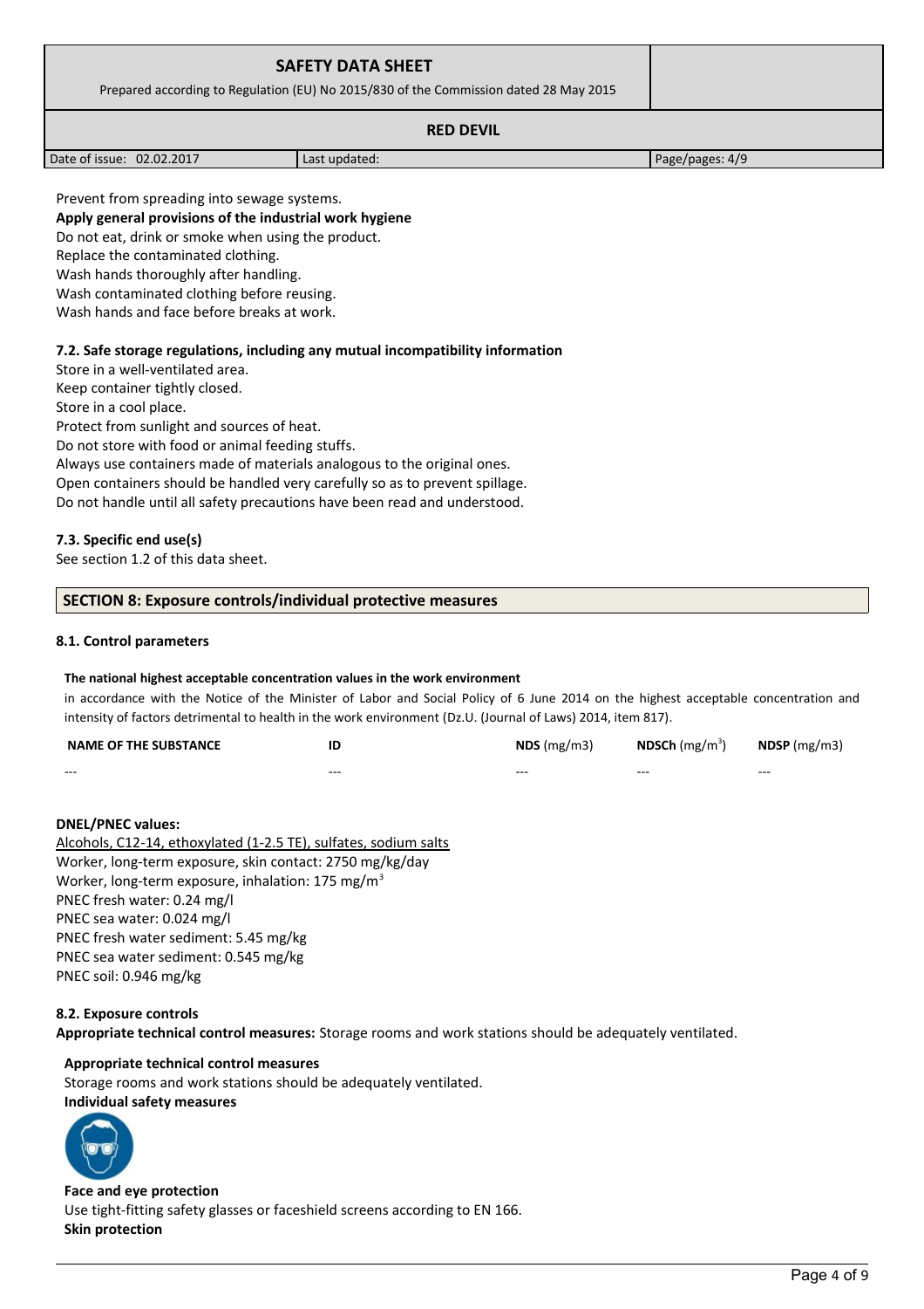Prevent from spreading into sewage systems.

**Apply general provisions of the industrial work hygiene**

Do not eat, drink or smoke when using the product.
Replace the contaminated clothing.
Wash hands thoroughly after handling.
Wash contaminated clothing before reusing.
Wash hands and face before breaks at work.

### 7.2. Safe storage regulations, including any mutual incompatibility information

Store in a well-ventilated area.
Keep container tightly closed.
Store in a cool place.
Protect from sunlight and sources of heat.
Do not store with food or animal feeding stuffs.
Always use containers made of materials analogous to the original ones.
Open containers should be handled very carefully so as to prevent spillage.
Do not handle until all safety precautions have been read and understood.

### 7.3. Specific end use(s)

See section 1.2 of this data sheet.

## SECTION 8: Exposure controls/individual protective measures

### 8.1. Control parameters

**The national highest acceptable concentration values in the work environment**

in accordance with the Notice of the Minister of Labor and Social Policy of 6 June 2014 on the highest acceptable concentration and intensity of factors detrimental to health in the work environment (Dz.U. (Journal of Laws) 2014, item 817).

| NAME OF THE SUBSTANCE | ID | NDS (mg/m3) | NDSCh (mg/m$^3$) | NDSP (mg/m3) |
|---|---|---|---|---|
| --- | --- | --- | --- | --- |

**DNEL/PNEC values:**

Alcohols, C12-14, ethoxylated (1-2.5 TE), sulfates, sodium salts
Worker, long-term exposure, skin contact: 2750 mg/kg/day
Worker, long-term exposure, inhalation: 175 mg/m$^3$
PNEC fresh water: 0.24 mg/l
PNEC sea water: 0.024 mg/l
PNEC fresh water sediment: 5.45 mg/kg
PNEC sea water sediment: 0.545 mg/kg
PNEC soil: 0.946 mg/kg

### 8.2. Exposure controls

**Appropriate technical control measures:** Storage rooms and work stations should be adequately ventilated.

**Appropriate technical control measures**

Storage rooms and work stations should be adequately ventilated.

**Individual safety measures**

**Face and eye protection**

Use tight-fitting safety glasses or faceshield screens according to EN 166.

**Skin protection**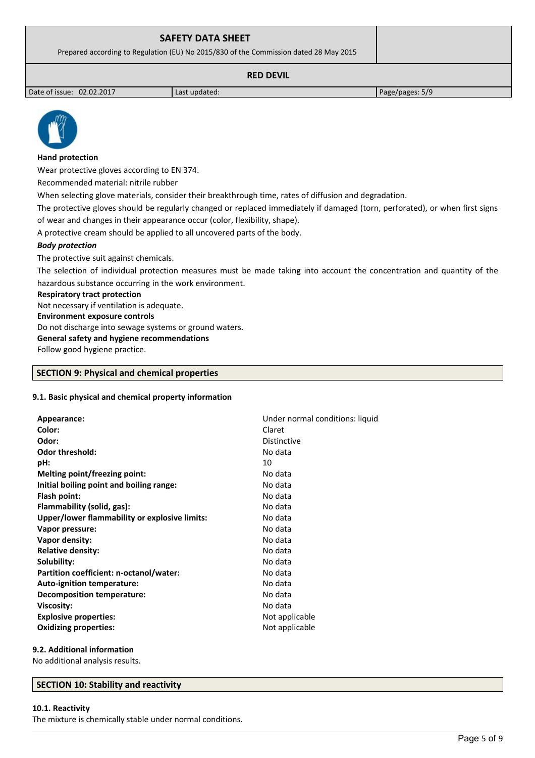**Hand protection**

Wear protective gloves according to EN 374.

Recommended material: nitrile rubber

When selecting glove materials, consider their breakthrough time, rates of diffusion and degradation.

The protective gloves should be regularly changed or replaced immediately if damaged (torn, perforated), or when first signs of wear and changes in their appearance occur (color, flexibility, shape).

A protective cream should be applied to all uncovered parts of the body.

***Body protection***

The protective suit against chemicals.

The selection of individual protection measures must be made taking into account the concentration and quantity of the hazardous substance occurring in the work environment.

**Respiratory tract protection**

Not necessary if ventilation is adequate.

**Environment exposure controls**

Do not discharge into sewage systems or ground waters.

**General safety and hygiene recommendations**

Follow good hygiene practice.

## SECTION 9: Physical and chemical properties

### 9.1. Basic physical and chemical property information

| | |
|---|---|
| **Appearance:** | Under normal conditions: liquid |
| **Color:** | Claret |
| **Odor:** | Distinctive |
| **Odor threshold:** | No data |
| **pH:** | 10 |
| **Melting point/freezing point:** | No data |
| **Initial boiling point and boiling range:** | No data |
| **Flash point:** | No data |
| **Flammability (solid, gas):** | No data |
| **Upper/lower flammability or explosive limits:** | No data |
| **Vapor pressure:** | No data |
| **Vapor density:** | No data |
| **Relative density:** | No data |
| **Solubility:** | No data |
| **Partition coefficient: n-octanol/water:** | No data |
| **Auto-ignition temperature:** | No data |
| **Decomposition temperature:** | No data |
| **Viscosity:** | No data |
| **Explosive properties:** | Not applicable |
| **Oxidizing properties:** | Not applicable |

### 9.2. Additional information

No additional analysis results.

## SECTION 10: Stability and reactivity

### 10.1. Reactivity

The mixture is chemically stable under normal conditions.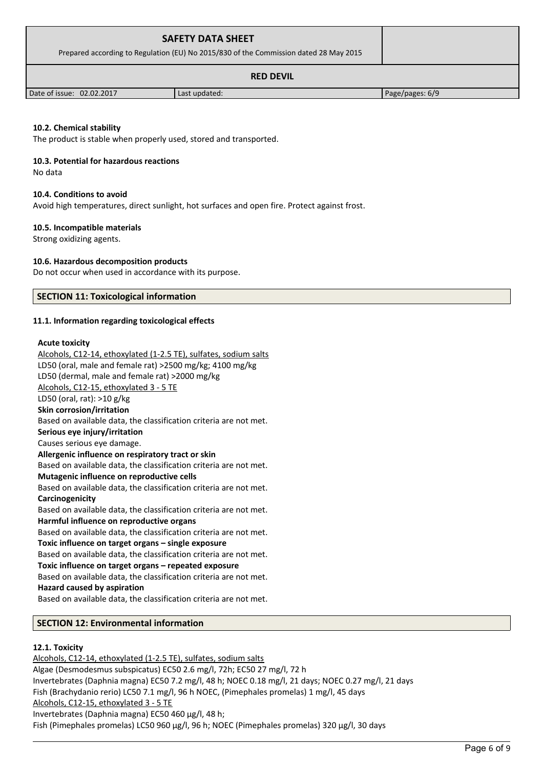#### 10.2. Chemical stability

The product is stable when properly used, stored and transported.

#### 10.3. Potential for hazardous reactions

No data

#### 10.4. Conditions to avoid

Avoid high temperatures, direct sunlight, hot surfaces and open fire. Protect against frost.

#### 10.5. Incompatible materials

Strong oxidizing agents.

#### 10.6. Hazardous decomposition products

Do not occur when used in accordance with its purpose.

## SECTION 11: Toxicological information

#### 11.1. Information regarding toxicological effects

**Acute toxicity**

Alcohols, C12-14, ethoxylated (1-2.5 TE), sulfates, sodium salts
LD50 (oral, male and female rat) >2500 mg/kg; 4100 mg/kg
LD50 (dermal, male and female rat) >2000 mg/kg
Alcohols, C12-15, ethoxylated 3 - 5 TE
LD50 (oral, rat): >10 g/kg

**Skin corrosion/irritation**
Based on available data, the classification criteria are not met.

**Serious eye injury/irritation**
Causes serious eye damage.

**Allergenic influence on respiratory tract or skin**
Based on available data, the classification criteria are not met.

**Mutagenic influence on reproductive cells**
Based on available data, the classification criteria are not met.

**Carcinogenicity**
Based on available data, the classification criteria are not met.

**Harmful influence on reproductive organs**
Based on available data, the classification criteria are not met.

**Toxic influence on target organs – single exposure**
Based on available data, the classification criteria are not met.

**Toxic influence on target organs – repeated exposure**
Based on available data, the classification criteria are not met.

**Hazard caused by aspiration**
Based on available data, the classification criteria are not met.

## SECTION 12: Environmental information

#### 12.1. Toxicity

Alcohols, C12-14, ethoxylated (1-2.5 TE), sulfates, sodium salts
Algae (Desmodesmus subspicatus) EC50 2.6 mg/l, 72h; EC50 27 mg/l, 72 h
Invertebrates (Daphnia magna) EC50 7.2 mg/l, 48 h; NOEC 0.18 mg/l, 21 days; NOEC 0.27 mg/l, 21 days
Fish (Brachydanio rerio) LC50 7.1 mg/l, 96 h NOEC, (Pimephales promelas) 1 mg/l, 45 days
Alcohols, C12-15, ethoxylated 3 - 5 TE
Invertebrates (Daphnia magna) EC50 460 µg/l, 48 h;
Fish (Pimephales promelas) LC50 960 µg/l, 96 h; NOEC (Pimephales promelas) 320 µg/l, 30 days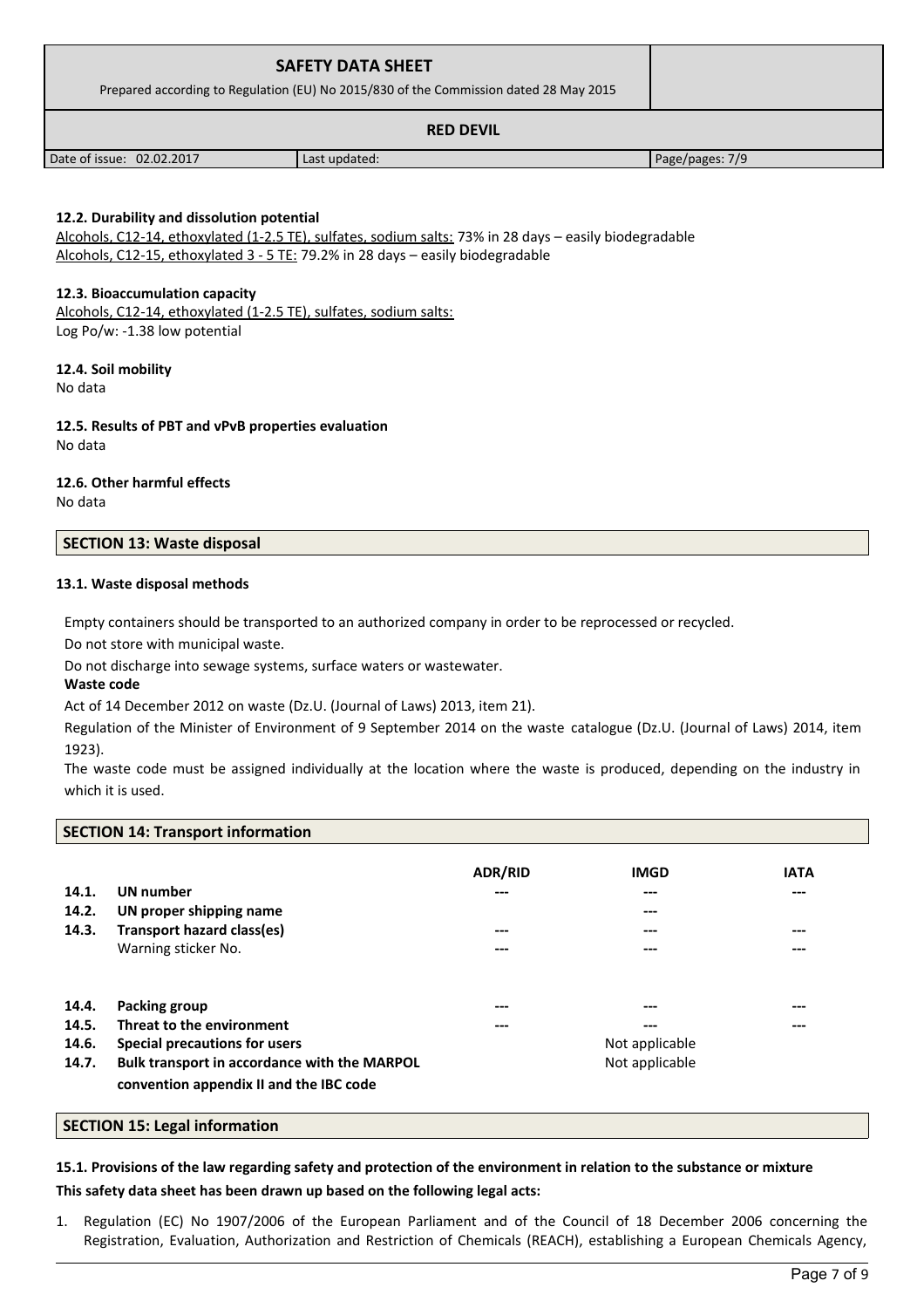#### 12.2. Durability and dissolution potential

Alcohols, C12-14, ethoxylated (1-2.5 TE), sulfates, sodium salts: 73% in 28 days – easily biodegradable
Alcohols, C12-15, ethoxylated 3 - 5 TE: 79.2% in 28 days – easily biodegradable

#### 12.3. Bioaccumulation capacity

Alcohols, C12-14, ethoxylated (1-2.5 TE), sulfates, sodium salts:
Log Po/w: -1.38 low potential

#### 12.4. Soil mobility

No data

#### 12.5. Results of PBT and vPvB properties evaluation

No data

#### 12.6. Other harmful effects

No data

## SECTION 13: Waste disposal

#### 13.1. Waste disposal methods

Empty containers should be transported to an authorized company in order to be reprocessed or recycled.

Do not store with municipal waste.

Do not discharge into sewage systems, surface waters or wastewater.

**Waste code**

Act of 14 December 2012 on waste (Dz.U. (Journal of Laws) 2013, item 21).

Regulation of the Minister of Environment of 9 September 2014 on the waste catalogue (Dz.U. (Journal of Laws) 2014, item 1923).

The waste code must be assigned individually at the location where the waste is produced, depending on the industry in which it is used.

## SECTION 14: Transport information

| | | ADR/RID | IMGD | IATA |
|---|---|---|---|---|
| 14.1. | **UN number** | --- | --- | --- |
| 14.2. | **UN proper shipping name** | | --- | |
| 14.3. | **Transport hazard class(es)** | --- | --- | --- |
| | Warning sticker No. | --- | --- | --- |
| 14.4. | **Packing group** | --- | --- | --- |
| 14.5. | **Threat to the environment** | --- | --- | --- |
| 14.6. | **Special precautions for users** | | Not applicable | |
| 14.7. | **Bulk transport in accordance with the MARPOL convention appendix II and the IBC code** | | Not applicable | |

## SECTION 15: Legal information

#### 15.1. Provisions of the law regarding safety and protection of the environment in relation to the substance or mixture

**This safety data sheet has been drawn up based on the following legal acts:**

1. Regulation (EC) No 1907/2006 of the European Parliament and of the Council of 18 December 2006 concerning the Registration, Evaluation, Authorization and Restriction of Chemicals (REACH), establishing a European Chemicals Agency,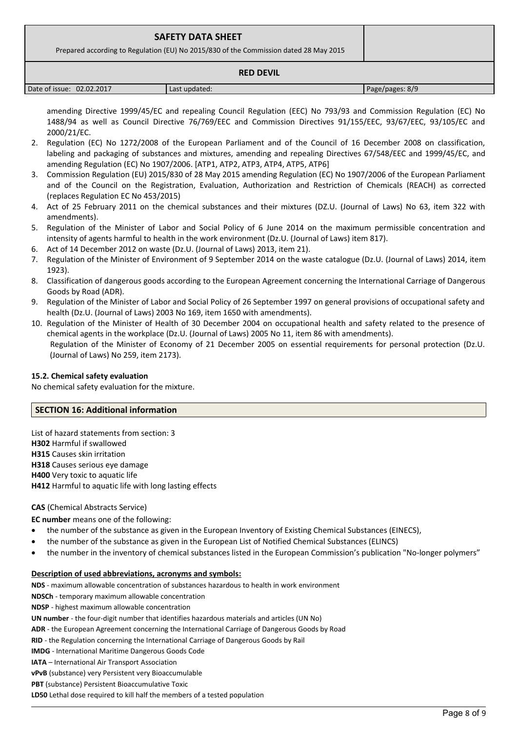amending Directive 1999/45/EC and repealing Council Regulation (EEC) No 793/93 and Commission Regulation (EC) No 1488/94 as well as Council Directive 76/769/EEC and Commission Directives 91/155/EEC, 93/67/EEC, 93/105/EC and 2000/21/EC.

2. Regulation (EC) No 1272/2008 of the European Parliament and of the Council of 16 December 2008 on classification, labeling and packaging of substances and mixtures, amending and repealing Directives 67/548/EEC and 1999/45/EC, and amending Regulation (EC) No 1907/2006. [ATP1, ATP2, ATP3, ATP4, ATP5, ATP6]
3. Commission Regulation (EU) 2015/830 of 28 May 2015 amending Regulation (EC) No 1907/2006 of the European Parliament and of the Council on the Registration, Evaluation, Authorization and Restriction of Chemicals (REACH) as corrected (replaces Regulation EC No 453/2015)
4. Act of 25 February 2011 on the chemical substances and their mixtures (DZ.U. (Journal of Laws) No 63, item 322 with amendments).
5. Regulation of the Minister of Labor and Social Policy of 6 June 2014 on the maximum permissible concentration and intensity of agents harmful to health in the work environment (Dz.U. (Journal of Laws) item 817).
6. Act of 14 December 2012 on waste (Dz.U. (Journal of Laws) 2013, item 21).
7. Regulation of the Minister of Environment of 9 September 2014 on the waste catalogue (Dz.U. (Journal of Laws) 2014, item 1923).
8. Classification of dangerous goods according to the European Agreement concerning the International Carriage of Dangerous Goods by Road (ADR).
9. Regulation of the Minister of Labor and Social Policy of 26 September 1997 on general provisions of occupational safety and health (Dz.U. (Journal of Laws) 2003 No 169, item 1650 with amendments).
10. Regulation of the Minister of Health of 30 December 2004 on occupational health and safety related to the presence of chemical agents in the workplace (Dz.U. (Journal of Laws) 2005 No 11, item 86 with amendments).
    Regulation of the Minister of Economy of 21 December 2005 on essential requirements for personal protection (Dz.U. (Journal of Laws) No 259, item 2173).

**15.2. Chemical safety evaluation**

No chemical safety evaluation for the mixture.

## SECTION 16: Additional information

List of hazard statements from section: 3

**H302** Harmful if swallowed
**H315** Causes skin irritation
**H318** Causes serious eye damage
**H400** Very toxic to aquatic life
**H412** Harmful to aquatic life with long lasting effects

**CAS** (Chemical Abstracts Service)

**EC number** means one of the following:

- the number of the substance as given in the European Inventory of Existing Chemical Substances (EINECS),
- the number of the substance as given in the European List of Notified Chemical Substances (ELINCS)
- the number in the inventory of chemical substances listed in the European Commission's publication "No-longer polymers"

**Description of used abbreviations, acronyms and symbols:**

**NDS** - maximum allowable concentration of substances hazardous to health in work environment
**NDSCh** - temporary maximum allowable concentration
**NDSP** - highest maximum allowable concentration
**UN number** - the four-digit number that identifies hazardous materials and articles (UN No)
**ADR** - the European Agreement concerning the International Carriage of Dangerous Goods by Road
**RID** - the Regulation concerning the International Carriage of Dangerous Goods by Rail
**IMDG** - International Maritime Dangerous Goods Code
**IATA** – International Air Transport Association
**vPvB** (substance) very Persistent very Bioaccumulable
**PBT** (substance) Persistent Bioaccumulative Toxic
**LD50** Lethal dose required to kill half the members of a tested population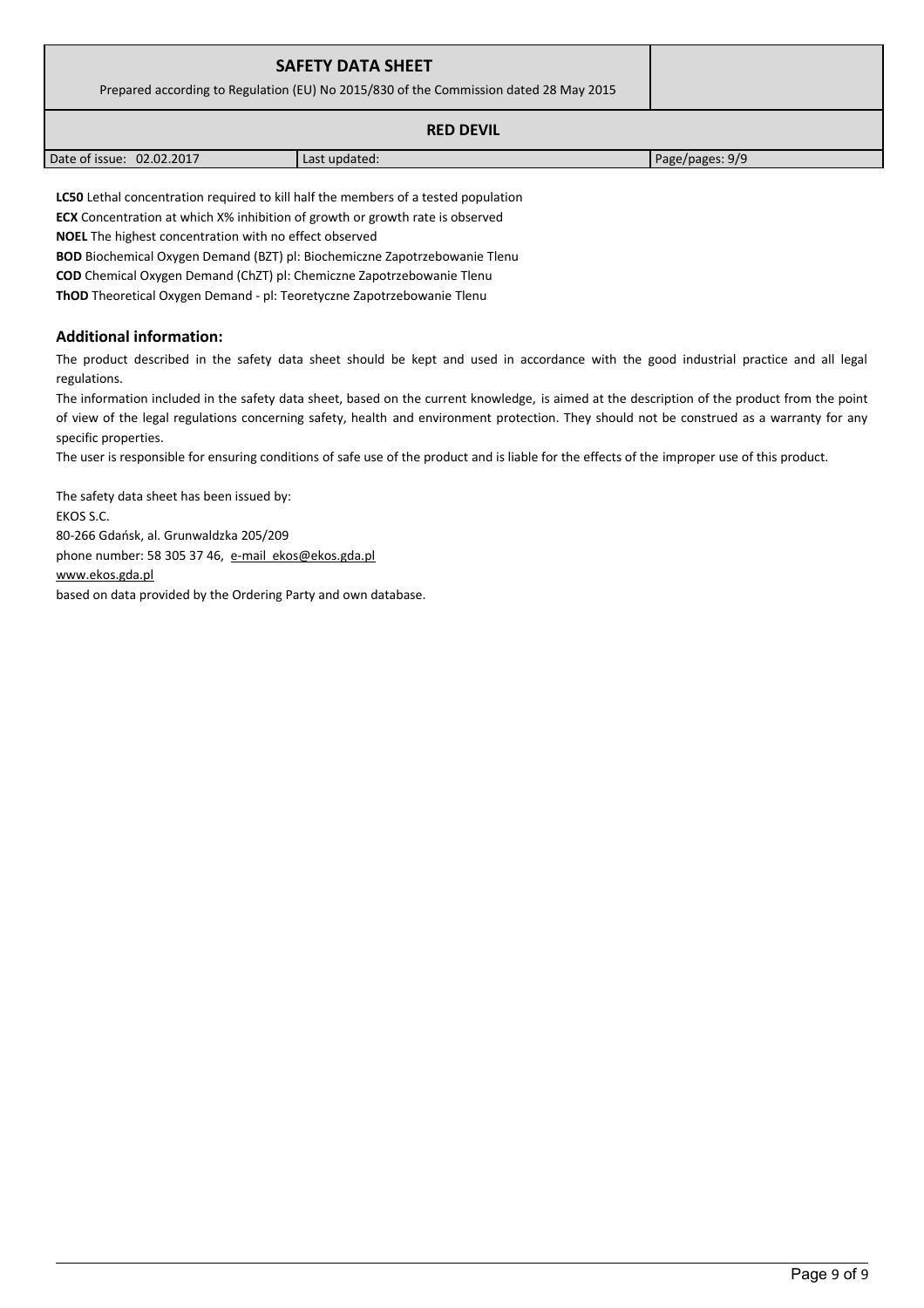**LC50** Lethal concentration required to kill half the members of a tested population

**ECX** Concentration at which X% inhibition of growth or growth rate is observed

**NOEL** The highest concentration with no effect observed

**BOD** Biochemical Oxygen Demand (BZT) pl: Biochemiczne Zapotrzebowanie Tlenu

**COD** Chemical Oxygen Demand (ChZT) pl: Chemiczne Zapotrzebowanie Tlenu

**ThOD** Theoretical Oxygen Demand - pl: Teoretyczne Zapotrzebowanie Tlenu

## Additional information:

The product described in the safety data sheet should be kept and used in accordance with the good industrial practice and all legal regulations.

The information included in the safety data sheet, based on the current knowledge, is aimed at the description of the product from the point of view of the legal regulations concerning safety, health and environment protection. They should not be construed as a warranty for any specific properties.

The user is responsible for ensuring conditions of safe use of the product and is liable for the effects of the improper use of this product.

The safety data sheet has been issued by:
EKOS S.C.
80-266 Gdańsk, al. Grunwaldzka 205/209
phone number: 58 305 37 46, e-mail ekos@ekos.gda.pl
www.ekos.gda.pl
based on data provided by the Ordering Party and own database.